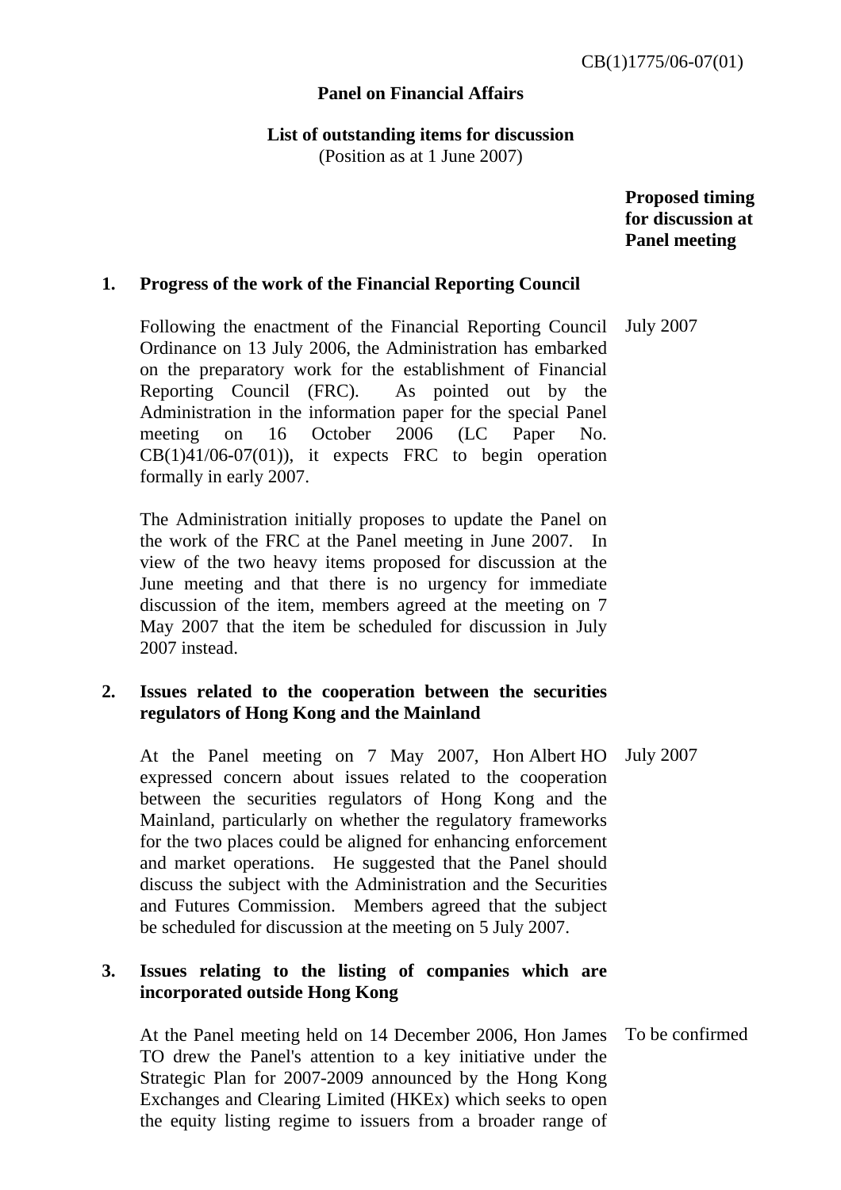CB(1)1775/06-07(01)

**Panel on Financial Affairs**

**List of outstanding items for discussion**
(Position as at 1 June 2007)

| | | **Proposed timing for discussion at Panel meeting** |
|---|---|---|
| **1.** | **Progress of the work of the Financial Reporting Council** | |
| | Following the enactment of the Financial Reporting Council Ordinance on 13 July 2006, the Administration has embarked on the preparatory work for the establishment of Financial Reporting Council (FRC). As pointed out by the Administration in the information paper for the special Panel meeting on 16 October 2006 (LC Paper No. CB(1)41/06-07(01)), it expects FRC to begin operation formally in early 2007.<br><br>The Administration initially proposes to update the Panel on the work of the FRC at the Panel meeting in June 2007. In view of the two heavy items proposed for discussion at the June meeting and that there is no urgency for immediate discussion of the item, members agreed at the meeting on 7 May 2007 that the item be scheduled for discussion in July 2007 instead. | July 2007 |
| **2.** | **Issues related to the cooperation between the securities regulators of Hong Kong and the Mainland** | |
| | At the Panel meeting on 7 May 2007, Hon Albert HO expressed concern about issues related to the cooperation between the securities regulators of Hong Kong and the Mainland, particularly on whether the regulatory frameworks for the two places could be aligned for enhancing enforcement and market operations. He suggested that the Panel should discuss the subject with the Administration and the Securities and Futures Commission. Members agreed that the subject be scheduled for discussion at the meeting on 5 July 2007. | July 2007 |
| **3.** | **Issues relating to the listing of companies which are incorporated outside Hong Kong** | |
| | At the Panel meeting held on 14 December 2006, Hon James TO drew the Panel's attention to a key initiative under the Strategic Plan for 2007-2009 announced by the Hong Kong Exchanges and Clearing Limited (HKEx) which seeks to open the equity listing regime to issuers from a broader range of | To be confirmed |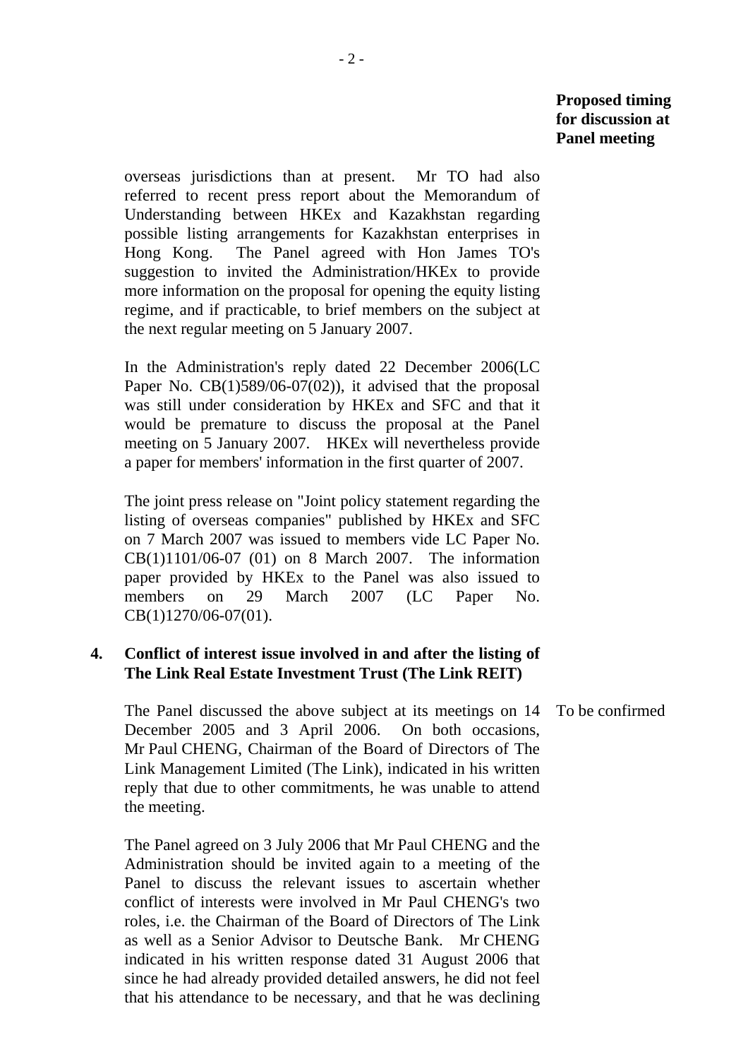**Proposed timing for discussion at Panel meeting**

overseas jurisdictions than at present. Mr TO had also referred to recent press report about the Memorandum of Understanding between HKEx and Kazakhstan regarding possible listing arrangements for Kazakhstan enterprises in Hong Kong. The Panel agreed with Hon James TO's suggestion to invited the Administration/HKEx to provide more information on the proposal for opening the equity listing regime, and if practicable, to brief members on the subject at the next regular meeting on 5 January 2007.

In the Administration's reply dated 22 December 2006(LC Paper No. CB(1)589/06-07(02)), it advised that the proposal was still under consideration by HKEx and SFC and that it would be premature to discuss the proposal at the Panel meeting on 5 January 2007. HKEx will nevertheless provide a paper for members' information in the first quarter of 2007.

The joint press release on "Joint policy statement regarding the listing of overseas companies" published by HKEx and SFC on 7 March 2007 was issued to members vide LC Paper No. CB(1)1101/06-07 (01) on 8 March 2007. The information paper provided by HKEx to the Panel was also issued to members on 29 March 2007 (LC Paper No. CB(1)1270/06-07(01).

**4. Conflict of interest issue involved in and after the listing of The Link Real Estate Investment Trust (The Link REIT)**

The Panel discussed the above subject at its meetings on 14 December 2005 and 3 April 2006. On both occasions, Mr Paul CHENG, Chairman of the Board of Directors of The Link Management Limited (The Link), indicated in his written reply that due to other commitments, he was unable to attend the meeting. — To be confirmed

The Panel agreed on 3 July 2006 that Mr Paul CHENG and the Administration should be invited again to a meeting of the Panel to discuss the relevant issues to ascertain whether conflict of interests were involved in Mr Paul CHENG's two roles, i.e. the Chairman of the Board of Directors of The Link as well as a Senior Advisor to Deutsche Bank. Mr CHENG indicated in his written response dated 31 August 2006 that since he had already provided detailed answers, he did not feel that his attendance to be necessary, and that he was declining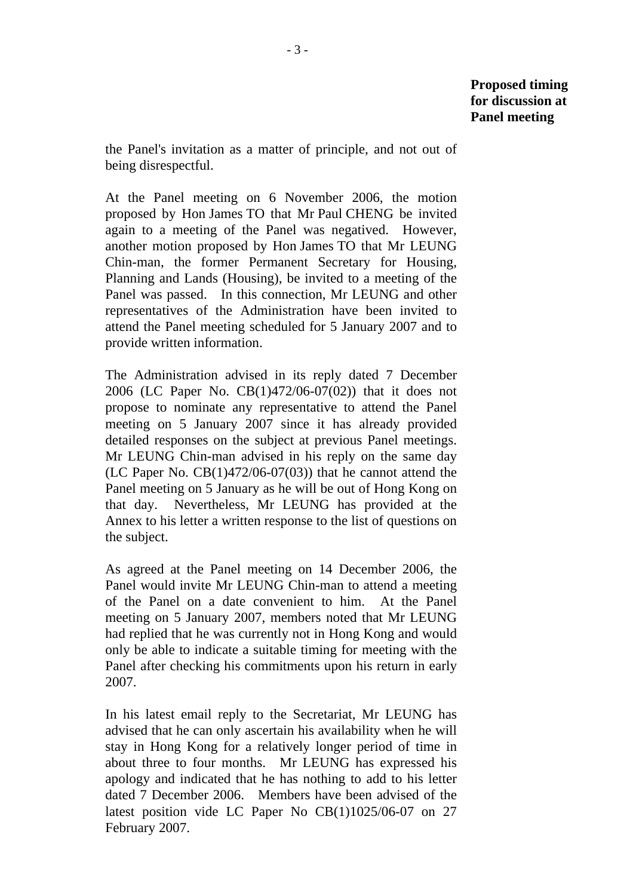**Proposed timing for discussion at Panel meeting**

the Panel's invitation as a matter of principle, and not out of being disrespectful.

At the Panel meeting on 6 November 2006, the motion proposed by Hon James TO that Mr Paul CHENG be invited again to a meeting of the Panel was negatived. However, another motion proposed by Hon James TO that Mr LEUNG Chin-man, the former Permanent Secretary for Housing, Planning and Lands (Housing), be invited to a meeting of the Panel was passed. In this connection, Mr LEUNG and other representatives of the Administration have been invited to attend the Panel meeting scheduled for 5 January 2007 and to provide written information.

The Administration advised in its reply dated 7 December 2006 (LC Paper No. CB(1)472/06-07(02)) that it does not propose to nominate any representative to attend the Panel meeting on 5 January 2007 since it has already provided detailed responses on the subject at previous Panel meetings. Mr LEUNG Chin-man advised in his reply on the same day (LC Paper No. CB(1)472/06-07(03)) that he cannot attend the Panel meeting on 5 January as he will be out of Hong Kong on that day. Nevertheless, Mr LEUNG has provided at the Annex to his letter a written response to the list of questions on the subject.

As agreed at the Panel meeting on 14 December 2006, the Panel would invite Mr LEUNG Chin-man to attend a meeting of the Panel on a date convenient to him. At the Panel meeting on 5 January 2007, members noted that Mr LEUNG had replied that he was currently not in Hong Kong and would only be able to indicate a suitable timing for meeting with the Panel after checking his commitments upon his return in early 2007.

In his latest email reply to the Secretariat, Mr LEUNG has advised that he can only ascertain his availability when he will stay in Hong Kong for a relatively longer period of time in about three to four months. Mr LEUNG has expressed his apology and indicated that he has nothing to add to his letter dated 7 December 2006. Members have been advised of the latest position vide LC Paper No CB(1)1025/06-07 on 27 February 2007.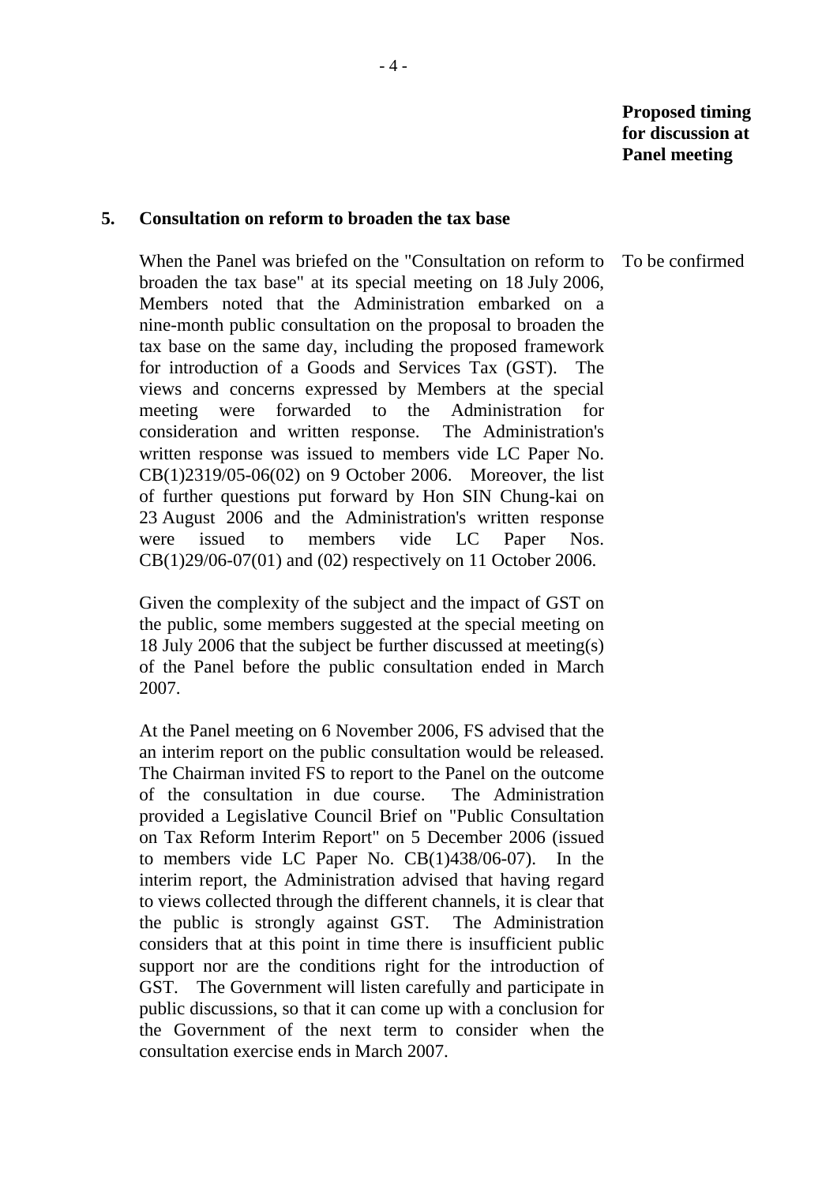**Proposed timing for discussion at Panel meeting**

**5. Consultation on reform to broaden the tax base**

When the Panel was briefed on the "Consultation on reform to broaden the tax base" at its special meeting on 18 July 2006, Members noted that the Administration embarked on a nine-month public consultation on the proposal to broaden the tax base on the same day, including the proposed framework for introduction of a Goods and Services Tax (GST). The views and concerns expressed by Members at the special meeting were forwarded to the Administration for consideration and written response. The Administration's written response was issued to members vide LC Paper No. CB(1)2319/05-06(02) on 9 October 2006. Moreover, the list of further questions put forward by Hon SIN Chung-kai on 23 August 2006 and the Administration's written response were issued to members vide LC Paper Nos. CB(1)29/06-07(01) and (02) respectively on 11 October 2006.

*Proposed timing: To be confirmed*

Given the complexity of the subject and the impact of GST on the public, some members suggested at the special meeting on 18 July 2006 that the subject be further discussed at meeting(s) of the Panel before the public consultation ended in March 2007.

At the Panel meeting on 6 November 2006, FS advised that the an interim report on the public consultation would be released. The Chairman invited FS to report to the Panel on the outcome of the consultation in due course. The Administration provided a Legislative Council Brief on "Public Consultation on Tax Reform Interim Report" on 5 December 2006 (issued to members vide LC Paper No. CB(1)438/06-07). In the interim report, the Administration advised that having regard to views collected through the different channels, it is clear that the public is strongly against GST. The Administration considers that at this point in time there is insufficient public support nor are the conditions right for the introduction of GST. The Government will listen carefully and participate in public discussions, so that it can come up with a conclusion for the Government of the next term to consider when the consultation exercise ends in March 2007.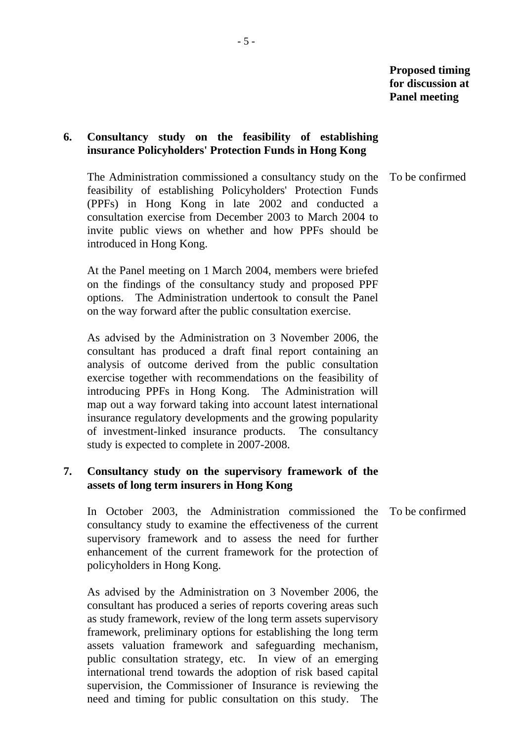**Proposed timing for discussion at Panel meeting**

**6. Consultancy study on the feasibility of establishing insurance Policyholders' Protection Funds in Hong Kong**

The Administration commissioned a consultancy study on the feasibility of establishing Policyholders' Protection Funds (PPFs) in Hong Kong in late 2002 and conducted a consultation exercise from December 2003 to March 2004 to invite public views on whether and how PPFs should be introduced in Hong Kong. — To be confirmed

At the Panel meeting on 1 March 2004, members were briefed on the findings of the consultancy study and proposed PPF options. The Administration undertook to consult the Panel on the way forward after the public consultation exercise.

As advised by the Administration on 3 November 2006, the consultant has produced a draft final report containing an analysis of outcome derived from the public consultation exercise together with recommendations on the feasibility of introducing PPFs in Hong Kong. The Administration will map out a way forward taking into account latest international insurance regulatory developments and the growing popularity of investment-linked insurance products. The consultancy study is expected to complete in 2007-2008.

**7. Consultancy study on the supervisory framework of the assets of long term insurers in Hong Kong**

In October 2003, the Administration commissioned the consultancy study to examine the effectiveness of the current supervisory framework and to assess the need for further enhancement of the current framework for the protection of policyholders in Hong Kong. — To be confirmed

As advised by the Administration on 3 November 2006, the consultant has produced a series of reports covering areas such as study framework, review of the long term assets supervisory framework, preliminary options for establishing the long term assets valuation framework and safeguarding mechanism, public consultation strategy, etc. In view of an emerging international trend towards the adoption of risk based capital supervision, the Commissioner of Insurance is reviewing the need and timing for public consultation on this study. The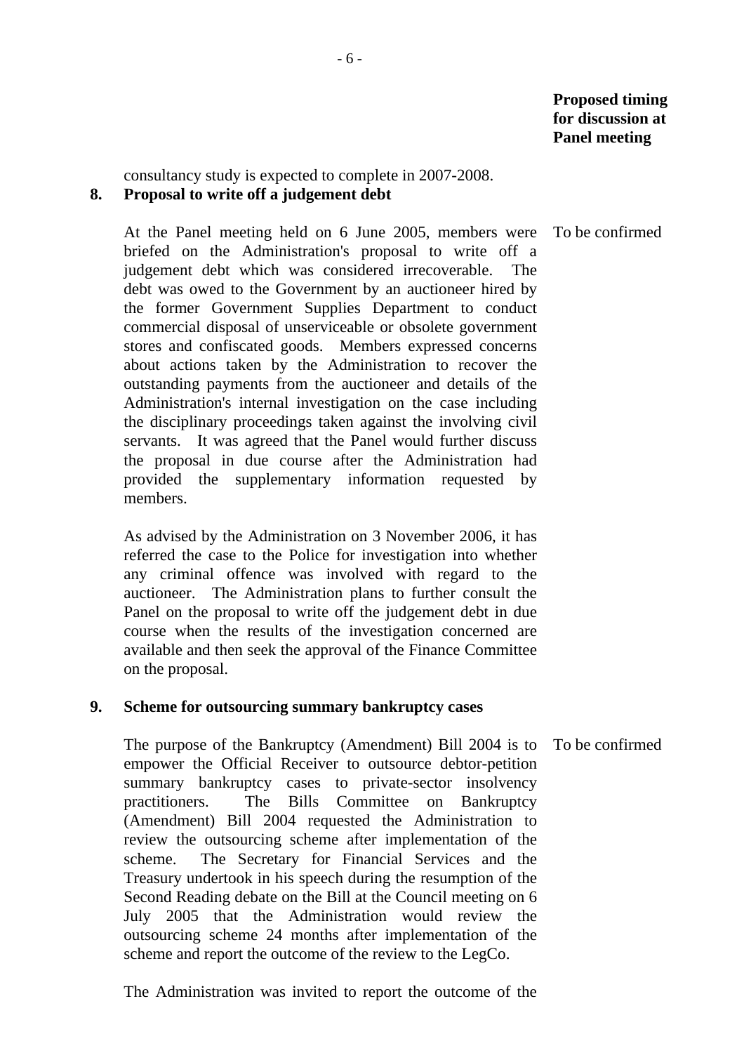**Proposed timing for discussion at Panel meeting**

consultancy study is expected to complete in 2007-2008.

**8. Proposal to write off a judgement debt**

At the Panel meeting held on 6 June 2005, members were briefed on the Administration's proposal to write off a judgement debt which was considered irrecoverable. The debt was owed to the Government by an auctioneer hired by the former Government Supplies Department to conduct commercial disposal of unserviceable or obsolete government stores and confiscated goods. Members expressed concerns about actions taken by the Administration to recover the outstanding payments from the auctioneer and details of the Administration's internal investigation on the case including the disciplinary proceedings taken against the involving civil servants. It was agreed that the Panel would further discuss the proposal in due course after the Administration had provided the supplementary information requested by members. — To be confirmed

As advised by the Administration on 3 November 2006, it has referred the case to the Police for investigation into whether any criminal offence was involved with regard to the auctioneer. The Administration plans to further consult the Panel on the proposal to write off the judgement debt in due course when the results of the investigation concerned are available and then seek the approval of the Finance Committee on the proposal.

**9. Scheme for outsourcing summary bankruptcy cases**

The purpose of the Bankruptcy (Amendment) Bill 2004 is to empower the Official Receiver to outsource debtor-petition summary bankruptcy cases to private-sector insolvency practitioners. The Bills Committee on Bankruptcy (Amendment) Bill 2004 requested the Administration to review the outsourcing scheme after implementation of the scheme. The Secretary for Financial Services and the Treasury undertook in his speech during the resumption of the Second Reading debate on the Bill at the Council meeting on 6 July 2005 that the Administration would review the outsourcing scheme 24 months after implementation of the scheme and report the outcome of the review to the LegCo. — To be confirmed

The Administration was invited to report the outcome of the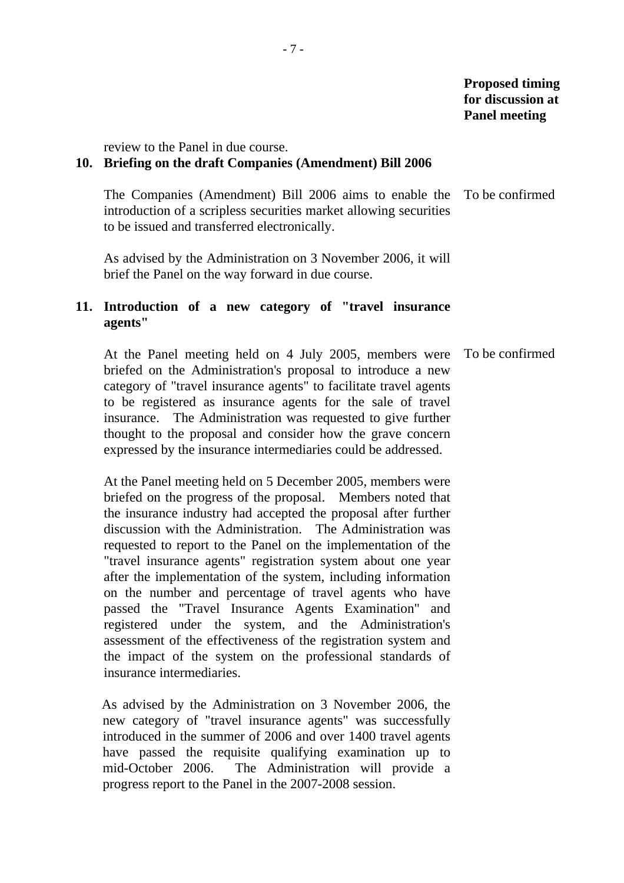**Proposed timing for discussion at Panel meeting**

review to the Panel in due course.

**10. Briefing on the draft Companies (Amendment) Bill 2006**

The Companies (Amendment) Bill 2006 aims to enable the introduction of a scripless securities market allowing securities to be issued and transferred electronically. — To be confirmed

As advised by the Administration on 3 November 2006, it will brief the Panel on the way forward in due course.

**11. Introduction of a new category of "travel insurance agents"**

At the Panel meeting held on 4 July 2005, members were briefed on the Administration's proposal to introduce a new category of "travel insurance agents" to facilitate travel agents to be registered as insurance agents for the sale of travel insurance. The Administration was requested to give further thought to the proposal and consider how the grave concern expressed by the insurance intermediaries could be addressed. — To be confirmed

At the Panel meeting held on 5 December 2005, members were briefed on the progress of the proposal. Members noted that the insurance industry had accepted the proposal after further discussion with the Administration. The Administration was requested to report to the Panel on the implementation of the "travel insurance agents" registration system about one year after the implementation of the system, including information on the number and percentage of travel agents who have passed the "Travel Insurance Agents Examination" and registered under the system, and the Administration's assessment of the effectiveness of the registration system and the impact of the system on the professional standards of insurance intermediaries.

As advised by the Administration on 3 November 2006, the new category of "travel insurance agents" was successfully introduced in the summer of 2006 and over 1400 travel agents have passed the requisite qualifying examination up to mid-October 2006. The Administration will provide a progress report to the Panel in the 2007-2008 session.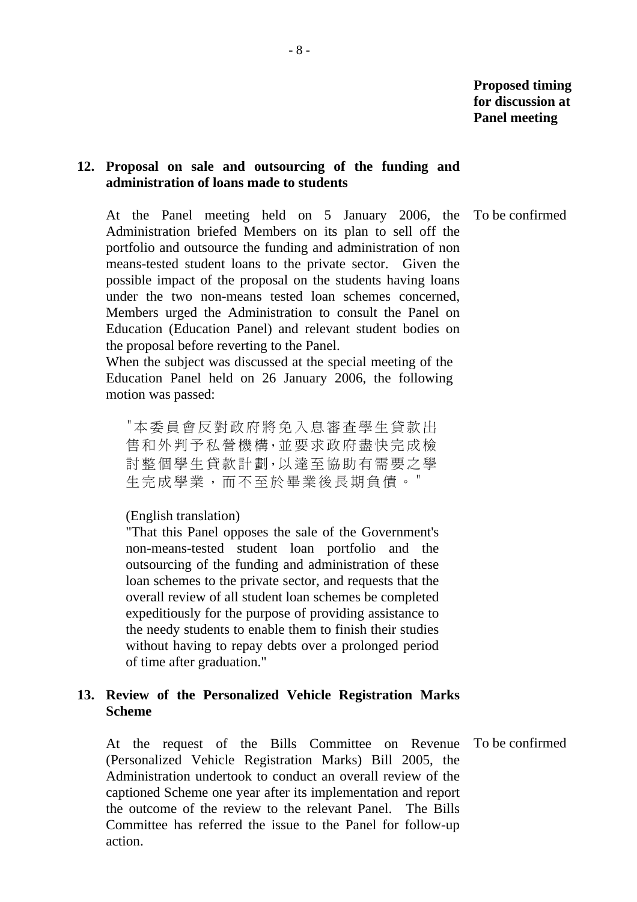**Proposed timing for discussion at Panel meeting**

**12. Proposal on sale and outsourcing of the funding and administration of loans made to students**

At the Panel meeting held on 5 January 2006, the Administration briefed Members on its plan to sell off the portfolio and outsource the funding and administration of non means-tested student loans to the private sector. Given the possible impact of the proposal on the students having loans under the two non-means tested loan schemes concerned, Members urged the Administration to consult the Panel on Education (Education Panel) and relevant student bodies on the proposal before reverting to the Panel. — To be confirmed

When the subject was discussed at the special meeting of the Education Panel held on 26 January 2006, the following motion was passed:

> "本委員會反對政府將免入息審查學生貸款出售和外判予私營機構，並要求政府盡快完成檢討整個學生貸款計劃，以達至協助有需要之學生完成學業，而不至於畢業後長期負債。"
>
> (English translation)
>
> "That this Panel opposes the sale of the Government's non-means-tested student loan portfolio and the outsourcing of the funding and administration of these loan schemes to the private sector, and requests that the overall review of all student loan schemes be completed expeditiously for the purpose of providing assistance to the needy students to enable them to finish their studies without having to repay debts over a prolonged period of time after graduation."

**13. Review of the Personalized Vehicle Registration Marks Scheme**

At the request of the Bills Committee on Revenue (Personalized Vehicle Registration Marks) Bill 2005, the Administration undertook to conduct an overall review of the captioned Scheme one year after its implementation and report the outcome of the review to the relevant Panel. The Bills Committee has referred the issue to the Panel for follow-up action. — To be confirmed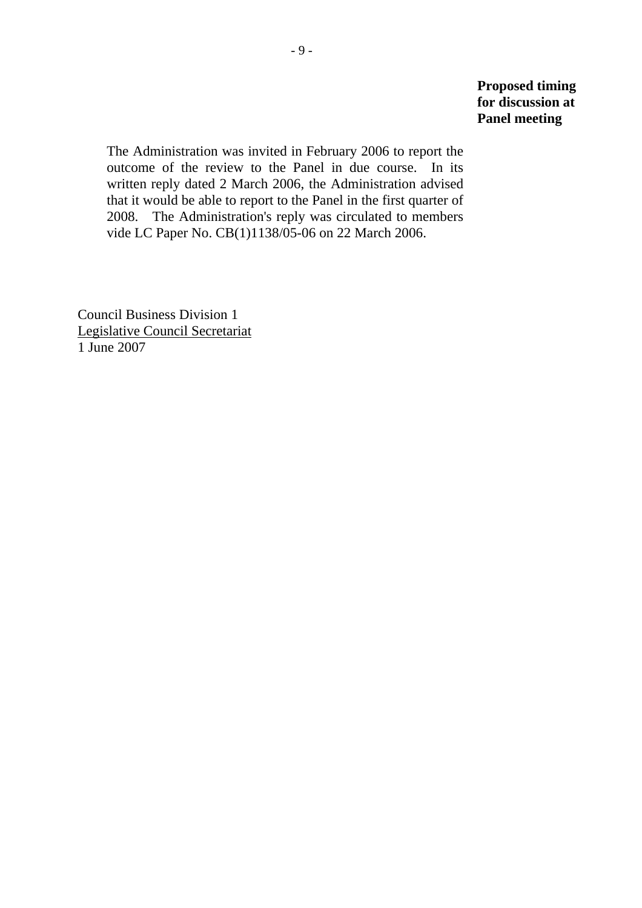**Proposed timing for discussion at Panel meeting**

The Administration was invited in February 2006 to report the outcome of the review to the Panel in due course. In its written reply dated 2 March 2006, the Administration advised that it would be able to report to the Panel in the first quarter of 2008. The Administration's reply was circulated to members vide LC Paper No. CB(1)1138/05-06 on 22 March 2006.

Council Business Division 1
Legislative Council Secretariat
1 June 2007